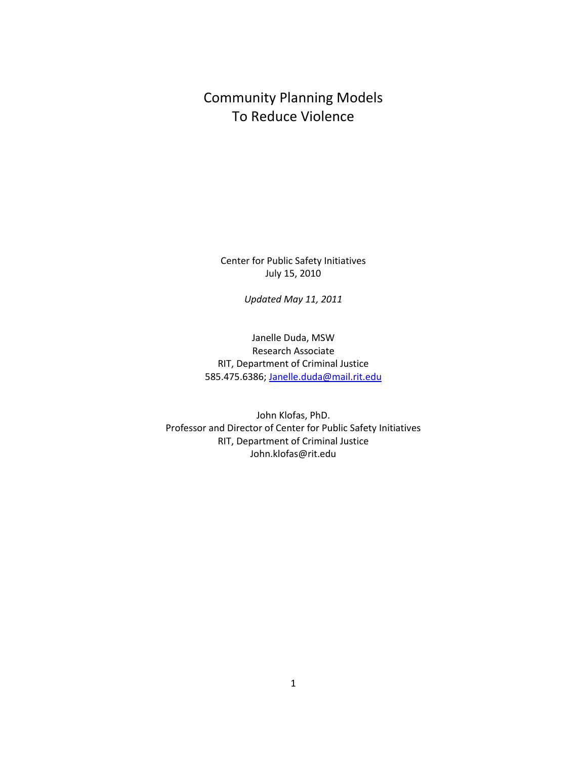# Community Planning Models
# To Reduce Violence

Center for Public Safety Initiatives
July 15, 2010

*Updated May 11, 2011*

Janelle Duda, MSW
Research Associate
RIT, Department of Criminal Justice
585.475.6386; Janelle.duda@mail.rit.edu

John Klofas, PhD.
Professor and Director of Center for Public Safety Initiatives
RIT, Department of Criminal Justice
John.klofas@rit.edu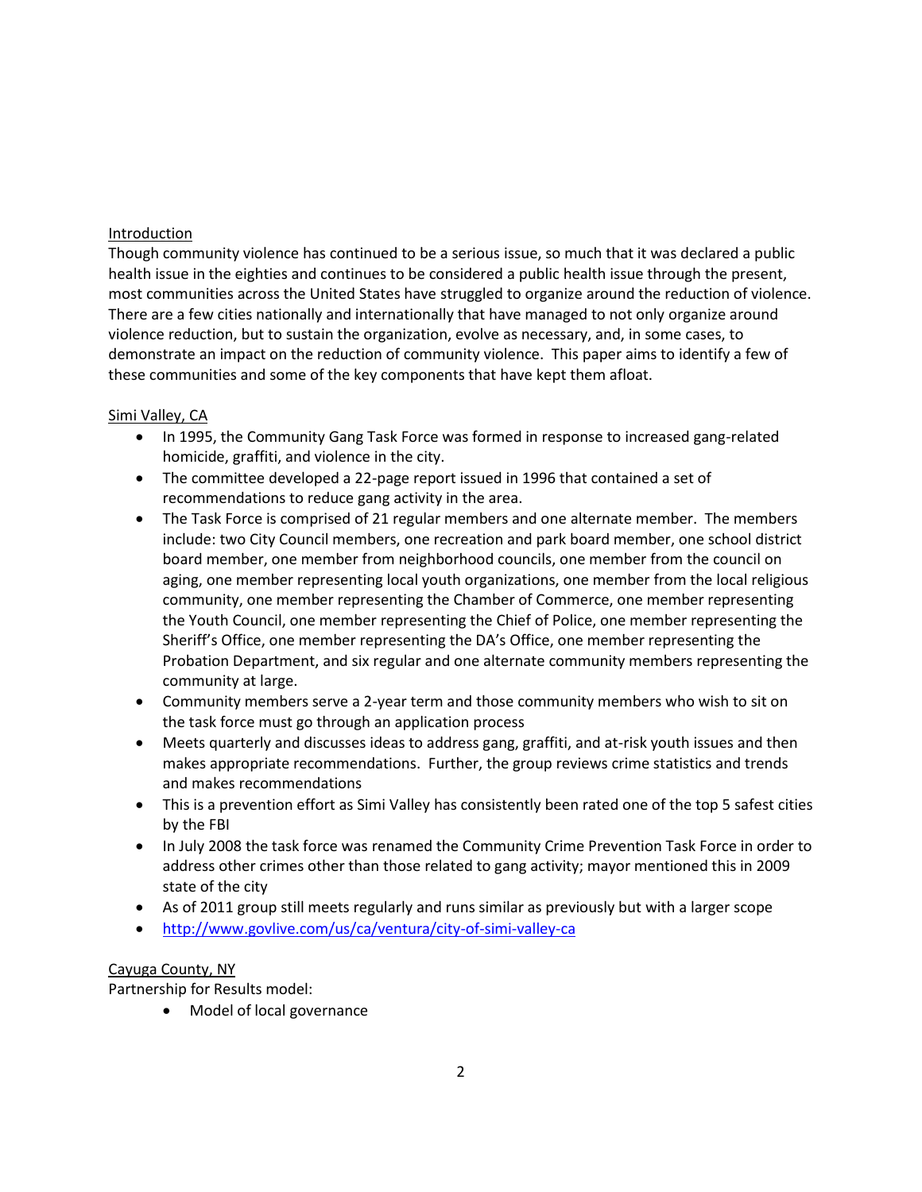## Introduction

Though community violence has continued to be a serious issue, so much that it was declared a public health issue in the eighties and continues to be considered a public health issue through the present, most communities across the United States have struggled to organize around the reduction of violence. There are a few cities nationally and internationally that have managed to not only organize around violence reduction, but to sustain the organization, evolve as necessary, and, in some cases, to demonstrate an impact on the reduction of community violence. This paper aims to identify a few of these communities and some of the key components that have kept them afloat.

## Simi Valley, CA

- In 1995, the Community Gang Task Force was formed in response to increased gang-related homicide, graffiti, and violence in the city.
- The committee developed a 22-page report issued in 1996 that contained a set of recommendations to reduce gang activity in the area.
- The Task Force is comprised of 21 regular members and one alternate member. The members include: two City Council members, one recreation and park board member, one school district board member, one member from neighborhood councils, one member from the council on aging, one member representing local youth organizations, one member from the local religious community, one member representing the Chamber of Commerce, one member representing the Youth Council, one member representing the Chief of Police, one member representing the Sheriff's Office, one member representing the DA's Office, one member representing the Probation Department, and six regular and one alternate community members representing the community at large.
- Community members serve a 2-year term and those community members who wish to sit on the task force must go through an application process
- Meets quarterly and discusses ideas to address gang, graffiti, and at-risk youth issues and then makes appropriate recommendations. Further, the group reviews crime statistics and trends and makes recommendations
- This is a prevention effort as Simi Valley has consistently been rated one of the top 5 safest cities by the FBI
- In July 2008 the task force was renamed the Community Crime Prevention Task Force in order to address other crimes other than those related to gang activity; mayor mentioned this in 2009 state of the city
- As of 2011 group still meets regularly and runs similar as previously but with a larger scope
- http://www.govlive.com/us/ca/ventura/city-of-simi-valley-ca

## Cayuga County, NY

Partnership for Results model:

- Model of local governance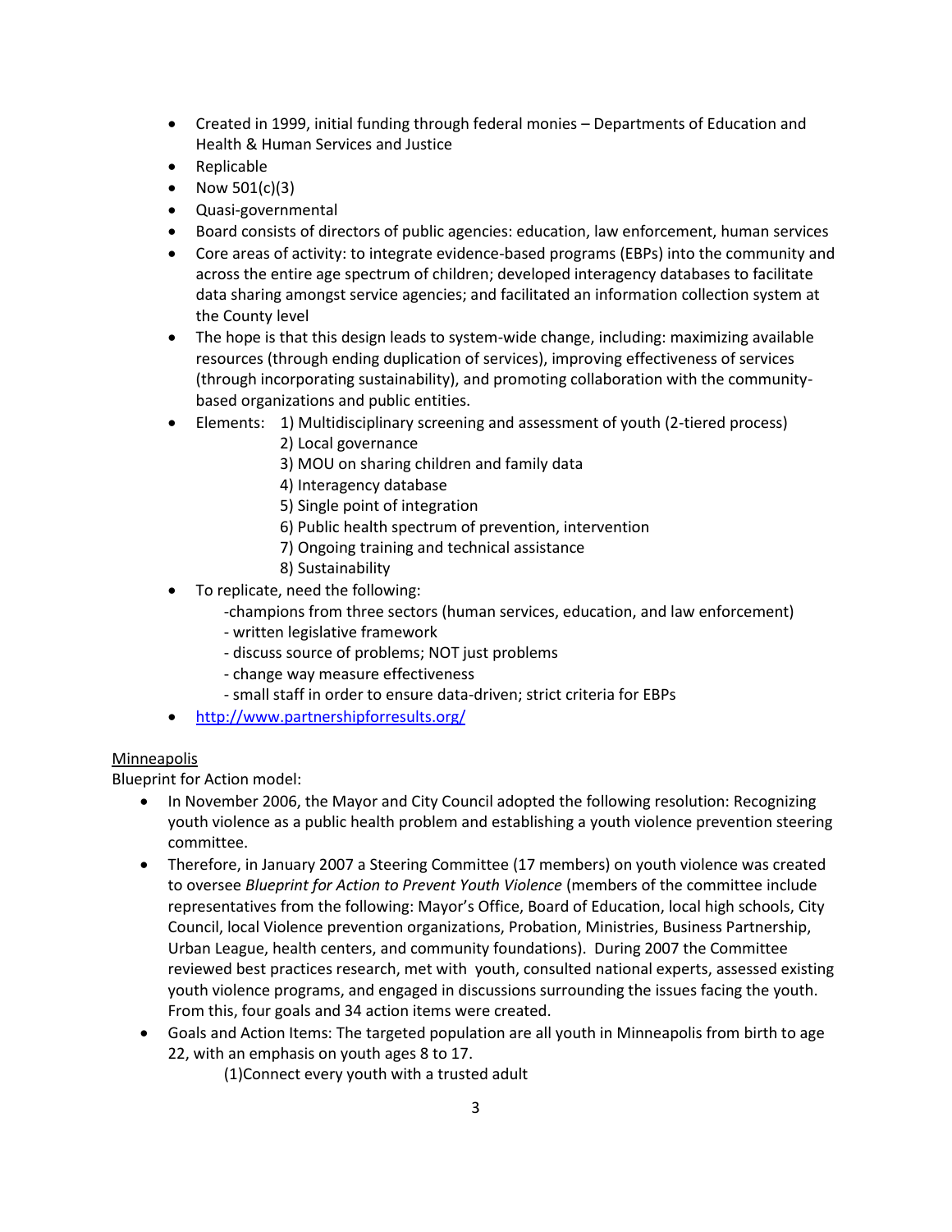- Created in 1999, initial funding through federal monies – Departments of Education and Health & Human Services and Justice
- Replicable
- Now 501(c)(3)
- Quasi-governmental
- Board consists of directors of public agencies: education, law enforcement, human services
- Core areas of activity: to integrate evidence-based programs (EBPs) into the community and across the entire age spectrum of children; developed interagency databases to facilitate data sharing amongst service agencies; and facilitated an information collection system at the County level
- The hope is that this design leads to system-wide change, including: maximizing available resources (through ending duplication of services), improving effectiveness of services (through incorporating sustainability), and promoting collaboration with the community-based organizations and public entities.
- Elements: 1) Multidisciplinary screening and assessment of youth (2-tiered process)
  2) Local governance
  3) MOU on sharing children and family data
  4) Interagency database
  5) Single point of integration
  6) Public health spectrum of prevention, intervention
  7) Ongoing training and technical assistance
  8) Sustainability
- To replicate, need the following:
  - champions from three sectors (human services, education, and law enforcement)
  - written legislative framework
  - discuss source of problems; NOT just problems
  - change way measure effectiveness
  - small staff in order to ensure data-driven; strict criteria for EBPs
- http://www.partnershipforresults.org/

Minneapolis

Blueprint for Action model:

- In November 2006, the Mayor and City Council adopted the following resolution: Recognizing youth violence as a public health problem and establishing a youth violence prevention steering committee.
- Therefore, in January 2007 a Steering Committee (17 members) on youth violence was created to oversee *Blueprint for Action to Prevent Youth Violence* (members of the committee include representatives from the following: Mayor's Office, Board of Education, local high schools, City Council, local Violence prevention organizations, Probation, Ministries, Business Partnership, Urban League, health centers, and community foundations). During 2007 the Committee reviewed best practices research, met with youth, consulted national experts, assessed existing youth violence programs, and engaged in discussions surrounding the issues facing the youth. From this, four goals and 34 action items were created.
- Goals and Action Items: The targeted population are all youth in Minneapolis from birth to age 22, with an emphasis on youth ages 8 to 17.

  (1)Connect every youth with a trusted adult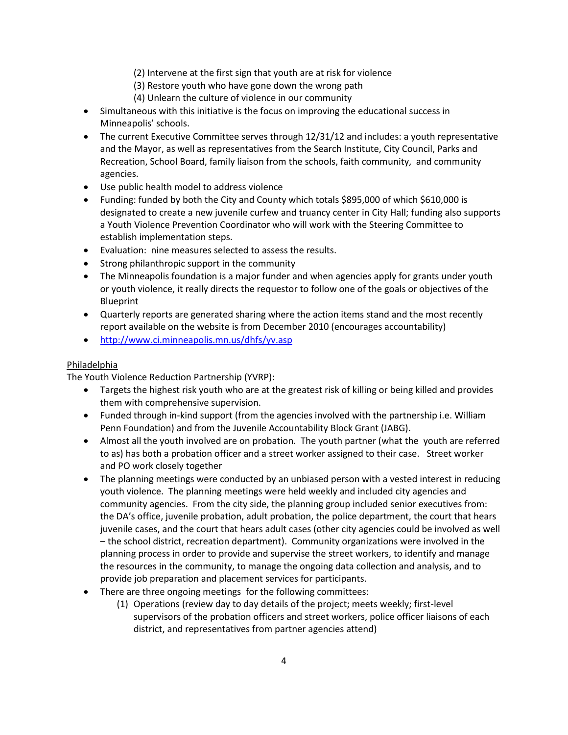(2) Intervene at the first sign that youth are at risk for violence
(3) Restore youth who have gone down the wrong path
(4) Unlearn the culture of violence in our community

- Simultaneous with this initiative is the focus on improving the educational success in Minneapolis' schools.
- The current Executive Committee serves through 12/31/12 and includes: a youth representative and the Mayor, as well as representatives from the Search Institute, City Council, Parks and Recreation, School Board, family liaison from the schools, faith community, and community agencies.
- Use public health model to address violence
- Funding: funded by both the City and County which totals $895,000 of which $610,000 is designated to create a new juvenile curfew and truancy center in City Hall; funding also supports a Youth Violence Prevention Coordinator who will work with the Steering Committee to establish implementation steps.
- Evaluation: nine measures selected to assess the results.
- Strong philanthropic support in the community
- The Minneapolis foundation is a major funder and when agencies apply for grants under youth or youth violence, it really directs the requestor to follow one of the goals or objectives of the Blueprint
- Quarterly reports are generated sharing where the action items stand and the most recently report available on the website is from December 2010 (encourages accountability)
- http://www.ci.minneapolis.mn.us/dhfs/yv.asp

Philadelphia

The Youth Violence Reduction Partnership (YVRP):

- Targets the highest risk youth who are at the greatest risk of killing or being killed and provides them with comprehensive supervision.
- Funded through in-kind support (from the agencies involved with the partnership i.e. William Penn Foundation) and from the Juvenile Accountability Block Grant (JABG).
- Almost all the youth involved are on probation. The youth partner (what the youth are referred to as) has both a probation officer and a street worker assigned to their case. Street worker and PO work closely together
- The planning meetings were conducted by an unbiased person with a vested interest in reducing youth violence. The planning meetings were held weekly and included city agencies and community agencies. From the city side, the planning group included senior executives from: the DA's office, juvenile probation, adult probation, the police department, the court that hears juvenile cases, and the court that hears adult cases (other city agencies could be involved as well – the school district, recreation department). Community organizations were involved in the planning process in order to provide and supervise the street workers, to identify and manage the resources in the community, to manage the ongoing data collection and analysis, and to provide job preparation and placement services for participants.
- There are three ongoing meetings for the following committees:
  (1) Operations (review day to day details of the project; meets weekly; first-level supervisors of the probation officers and street workers, police officer liaisons of each district, and representatives from partner agencies attend)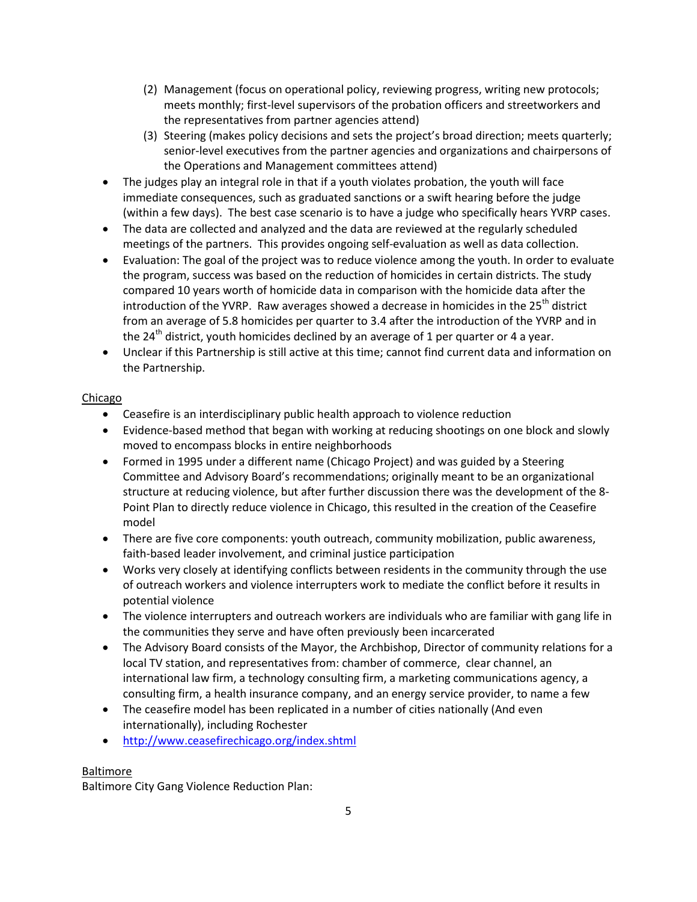(2) Management (focus on operational policy, reviewing progress, writing new protocols; meets monthly; first-level supervisors of the probation officers and streetworkers and the representatives from partner agencies attend)
   (3) Steering (makes policy decisions and sets the project's broad direction; meets quarterly; senior-level executives from the partner agencies and organizations and chairpersons of the Operations and Management committees attend)

- The judges play an integral role in that if a youth violates probation, the youth will face immediate consequences, such as graduated sanctions or a swift hearing before the judge (within a few days). The best case scenario is to have a judge who specifically hears YVRP cases.
- The data are collected and analyzed and the data are reviewed at the regularly scheduled meetings of the partners. This provides ongoing self-evaluation as well as data collection.
- Evaluation: The goal of the project was to reduce violence among the youth. In order to evaluate the program, success was based on the reduction of homicides in certain districts. The study compared 10 years worth of homicide data in comparison with the homicide data after the introduction of the YVRP. Raw averages showed a decrease in homicides in the 25th district from an average of 5.8 homicides per quarter to 3.4 after the introduction of the YVRP and in the 24th district, youth homicides declined by an average of 1 per quarter or 4 a year.
- Unclear if this Partnership is still active at this time; cannot find current data and information on the Partnership.

<u>Chicago</u>

- Ceasefire is an interdisciplinary public health approach to violence reduction
- Evidence-based method that began with working at reducing shootings on one block and slowly moved to encompass blocks in entire neighborhoods
- Formed in 1995 under a different name (Chicago Project) and was guided by a Steering Committee and Advisory Board's recommendations; originally meant to be an organizational structure at reducing violence, but after further discussion there was the development of the 8-Point Plan to directly reduce violence in Chicago, this resulted in the creation of the Ceasefire model
- There are five core components: youth outreach, community mobilization, public awareness, faith-based leader involvement, and criminal justice participation
- Works very closely at identifying conflicts between residents in the community through the use of outreach workers and violence interrupters work to mediate the conflict before it results in potential violence
- The violence interrupters and outreach workers are individuals who are familiar with gang life in the communities they serve and have often previously been incarcerated
- The Advisory Board consists of the Mayor, the Archbishop, Director of community relations for a local TV station, and representatives from: chamber of commerce, clear channel, an international law firm, a technology consulting firm, a marketing communications agency, a consulting firm, a health insurance company, and an energy service provider, to name a few
- The ceasefire model has been replicated in a number of cities nationally (And even internationally), including Rochester
- http://www.ceasefirechicago.org/index.shtml

<u>Baltimore</u>

Baltimore City Gang Violence Reduction Plan: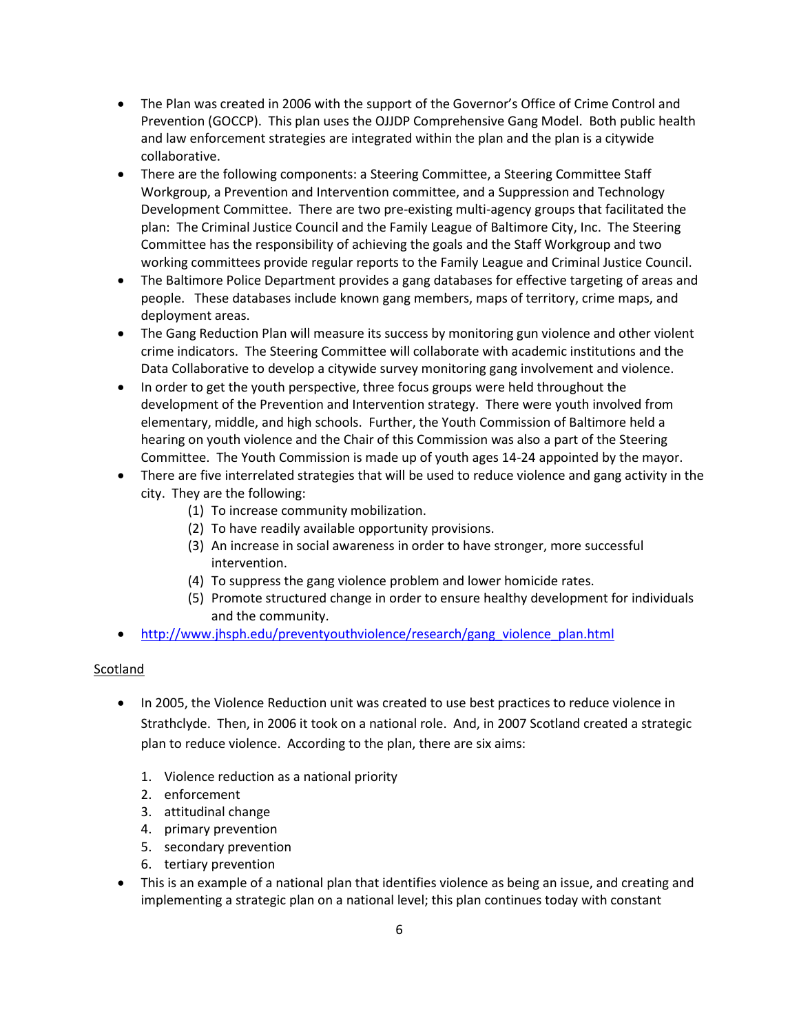- The Plan was created in 2006 with the support of the Governor's Office of Crime Control and Prevention (GOCCP). This plan uses the OJJDP Comprehensive Gang Model. Both public health and law enforcement strategies are integrated within the plan and the plan is a citywide collaborative.
- There are the following components: a Steering Committee, a Steering Committee Staff Workgroup, a Prevention and Intervention committee, and a Suppression and Technology Development Committee. There are two pre-existing multi-agency groups that facilitated the plan: The Criminal Justice Council and the Family League of Baltimore City, Inc. The Steering Committee has the responsibility of achieving the goals and the Staff Workgroup and two working committees provide regular reports to the Family League and Criminal Justice Council.
- The Baltimore Police Department provides a gang databases for effective targeting of areas and people. These databases include known gang members, maps of territory, crime maps, and deployment areas.
- The Gang Reduction Plan will measure its success by monitoring gun violence and other violent crime indicators. The Steering Committee will collaborate with academic institutions and the Data Collaborative to develop a citywide survey monitoring gang involvement and violence.
- In order to get the youth perspective, three focus groups were held throughout the development of the Prevention and Intervention strategy. There were youth involved from elementary, middle, and high schools. Further, the Youth Commission of Baltimore held a hearing on youth violence and the Chair of this Commission was also a part of the Steering Committee. The Youth Commission is made up of youth ages 14-24 appointed by the mayor.
- There are five interrelated strategies that will be used to reduce violence and gang activity in the city. They are the following:
    1. To increase community mobilization.
    2. To have readily available opportunity provisions.
    3. An increase in social awareness in order to have stronger, more successful intervention.
    4. To suppress the gang violence problem and lower homicide rates.
    5. Promote structured change in order to ensure healthy development for individuals and the community.
- http://www.jhsph.edu/preventyouthviolence/research/gang_violence_plan.html

Scotland

- In 2005, the Violence Reduction unit was created to use best practices to reduce violence in Strathclyde. Then, in 2006 it took on a national role. And, in 2007 Scotland created a strategic plan to reduce violence. According to the plan, there are six aims:

    1. Violence reduction as a national priority
    2. enforcement
    3. attitudinal change
    4. primary prevention
    5. secondary prevention
    6. tertiary prevention

- This is an example of a national plan that identifies violence as being an issue, and creating and implementing a strategic plan on a national level; this plan continues today with constant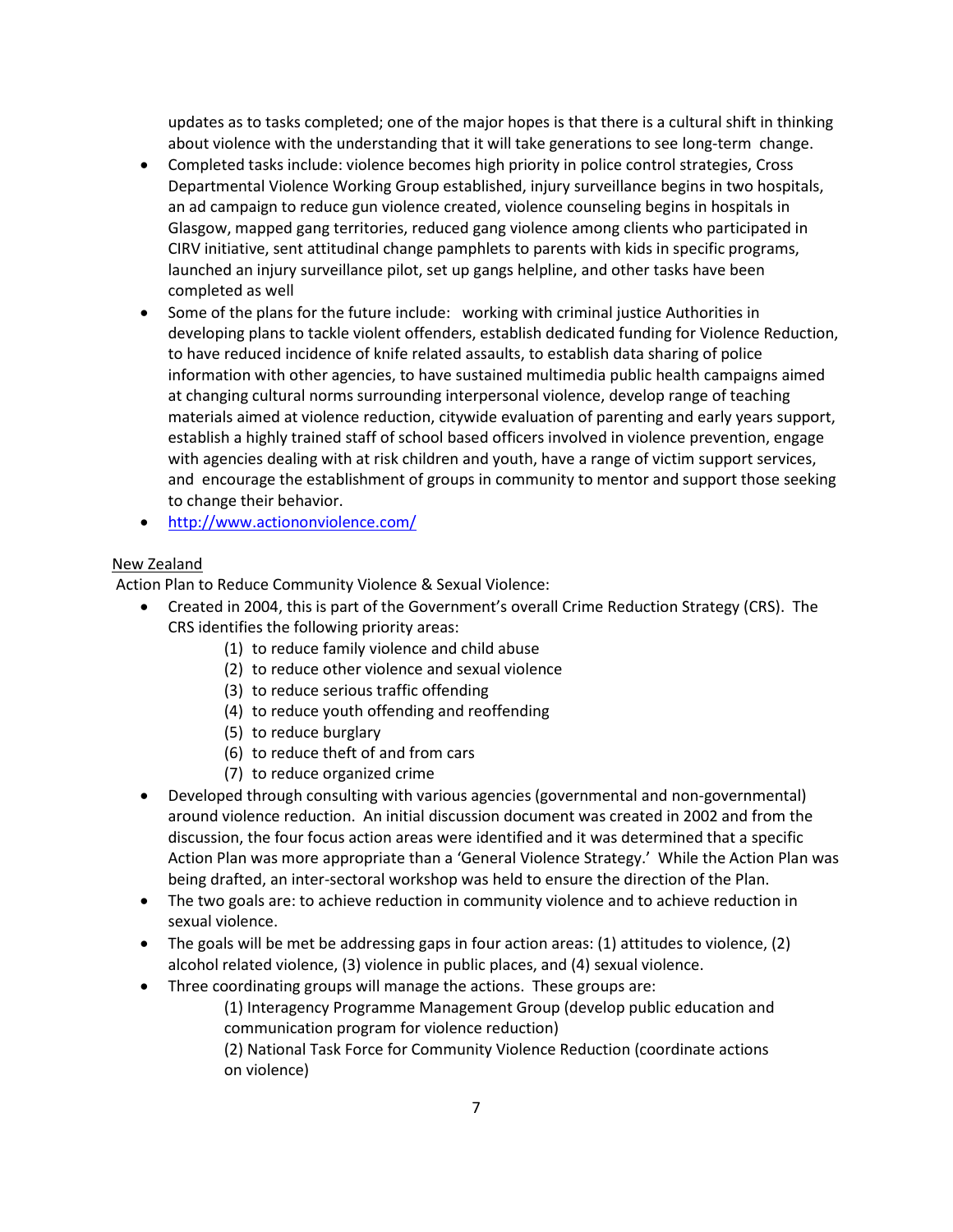updates as to tasks completed; one of the major hopes is that there is a cultural shift in thinking about violence with the understanding that it will take generations to see long-term change.

- Completed tasks include: violence becomes high priority in police control strategies, Cross Departmental Violence Working Group established, injury surveillance begins in two hospitals, an ad campaign to reduce gun violence created, violence counseling begins in hospitals in Glasgow, mapped gang territories, reduced gang violence among clients who participated in CIRV initiative, sent attitudinal change pamphlets to parents with kids in specific programs, launched an injury surveillance pilot, set up gangs helpline, and other tasks have been completed as well
- Some of the plans for the future include: working with criminal justice Authorities in developing plans to tackle violent offenders, establish dedicated funding for Violence Reduction, to have reduced incidence of knife related assaults, to establish data sharing of police information with other agencies, to have sustained multimedia public health campaigns aimed at changing cultural norms surrounding interpersonal violence, develop range of teaching materials aimed at violence reduction, citywide evaluation of parenting and early years support, establish a highly trained staff of school based officers involved in violence prevention, engage with agencies dealing with at risk children and youth, have a range of victim support services, and encourage the establishment of groups in community to mentor and support those seeking to change their behavior.
- [http://www.actiononviolence.com/](http://www.actiononviolence.com/)

New Zealand

Action Plan to Reduce Community Violence & Sexual Violence:

- Created in 2004, this is part of the Government's overall Crime Reduction Strategy (CRS). The CRS identifies the following priority areas:
  - (1) to reduce family violence and child abuse
  - (2) to reduce other violence and sexual violence
  - (3) to reduce serious traffic offending
  - (4) to reduce youth offending and reoffending
  - (5) to reduce burglary
  - (6) to reduce theft of and from cars
  - (7) to reduce organized crime
- Developed through consulting with various agencies (governmental and non-governmental) around violence reduction. An initial discussion document was created in 2002 and from the discussion, the four focus action areas were identified and it was determined that a specific Action Plan was more appropriate than a 'General Violence Strategy.' While the Action Plan was being drafted, an inter-sectoral workshop was held to ensure the direction of the Plan.
- The two goals are: to achieve reduction in community violence and to achieve reduction in sexual violence.
- The goals will be met be addressing gaps in four action areas: (1) attitudes to violence, (2) alcohol related violence, (3) violence in public places, and (4) sexual violence.
- Three coordinating groups will manage the actions. These groups are:
  - (1) Interagency Programme Management Group (develop public education and communication program for violence reduction)
  - (2) National Task Force for Community Violence Reduction (coordinate actions on violence)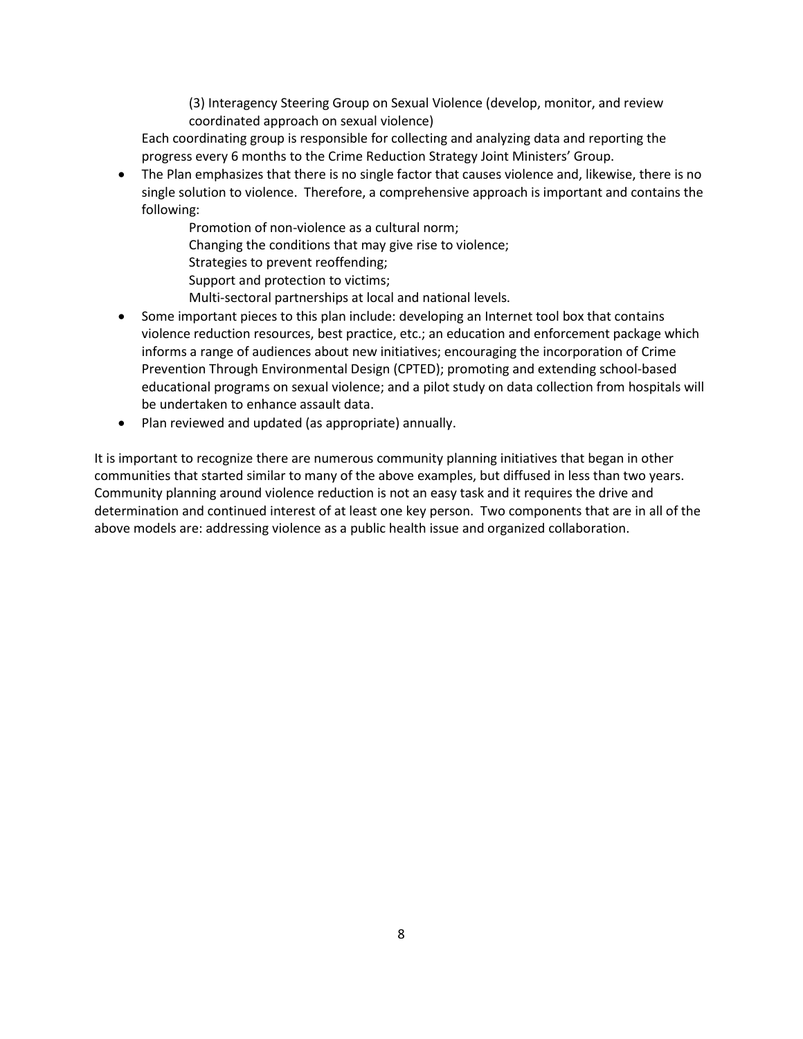(3) Interagency Steering Group on Sexual Violence (develop, monitor, and review coordinated approach on sexual violence)

Each coordinating group is responsible for collecting and analyzing data and reporting the progress every 6 months to the Crime Reduction Strategy Joint Ministers' Group.

- The Plan emphasizes that there is no single factor that causes violence and, likewise, there is no single solution to violence. Therefore, a comprehensive approach is important and contains the following:
    - Promotion of non-violence as a cultural norm;
    - Changing the conditions that may give rise to violence;
    - Strategies to prevent reoffending;
    - Support and protection to victims;
    - Multi-sectoral partnerships at local and national levels.
- Some important pieces to this plan include: developing an Internet tool box that contains violence reduction resources, best practice, etc.; an education and enforcement package which informs a range of audiences about new initiatives; encouraging the incorporation of Crime Prevention Through Environmental Design (CPTED); promoting and extending school-based educational programs on sexual violence; and a pilot study on data collection from hospitals will be undertaken to enhance assault data.
- Plan reviewed and updated (as appropriate) annually.

It is important to recognize there are numerous community planning initiatives that began in other communities that started similar to many of the above examples, but diffused in less than two years. Community planning around violence reduction is not an easy task and it requires the drive and determination and continued interest of at least one key person. Two components that are in all of the above models are: addressing violence as a public health issue and organized collaboration.